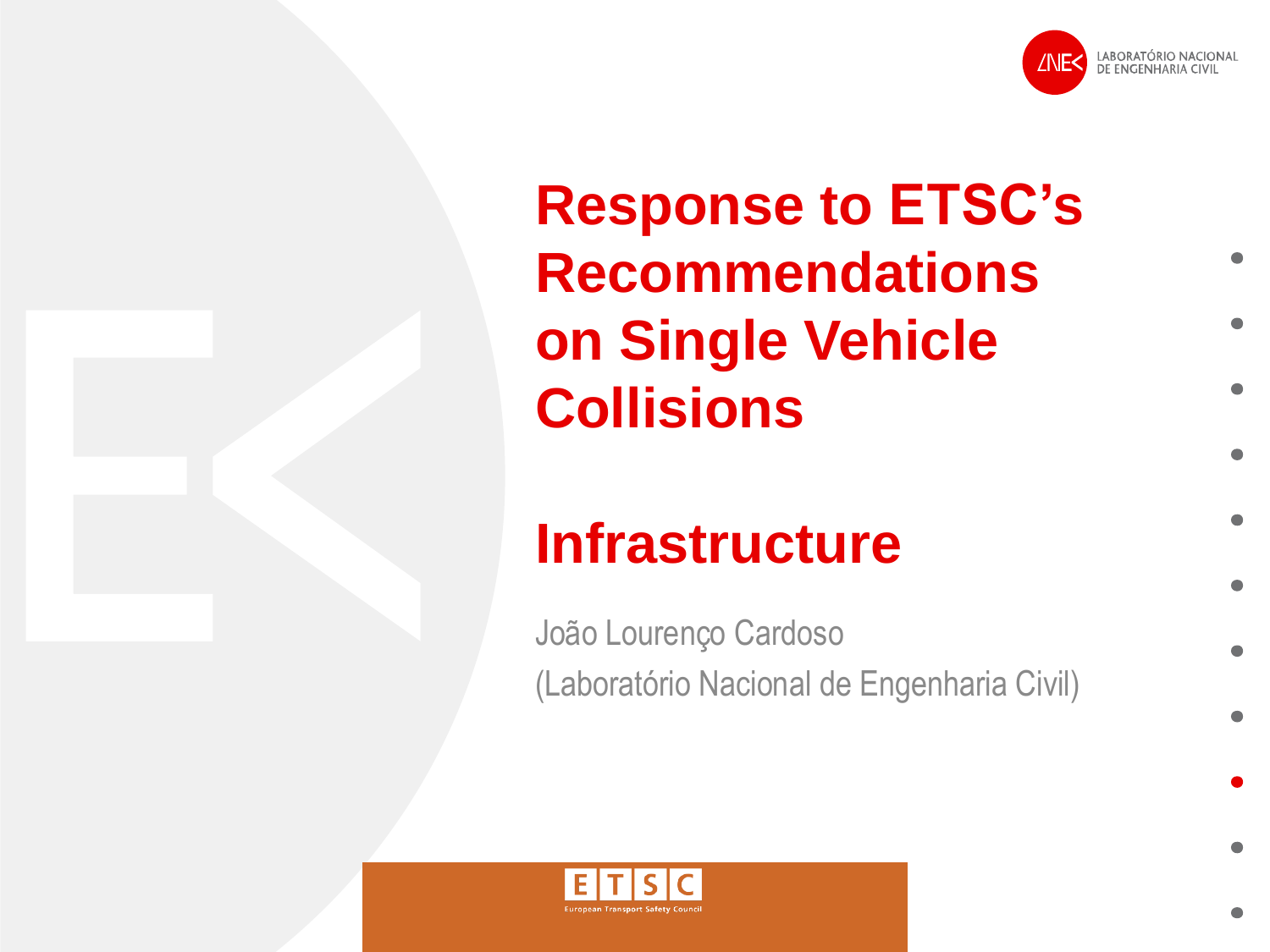# Response to ETSC's Recommendations on Single Vehicle Collisions

## Infrastructure

João Lourenço Cardoso

(Laboratório Nacional de Engenharia Civil)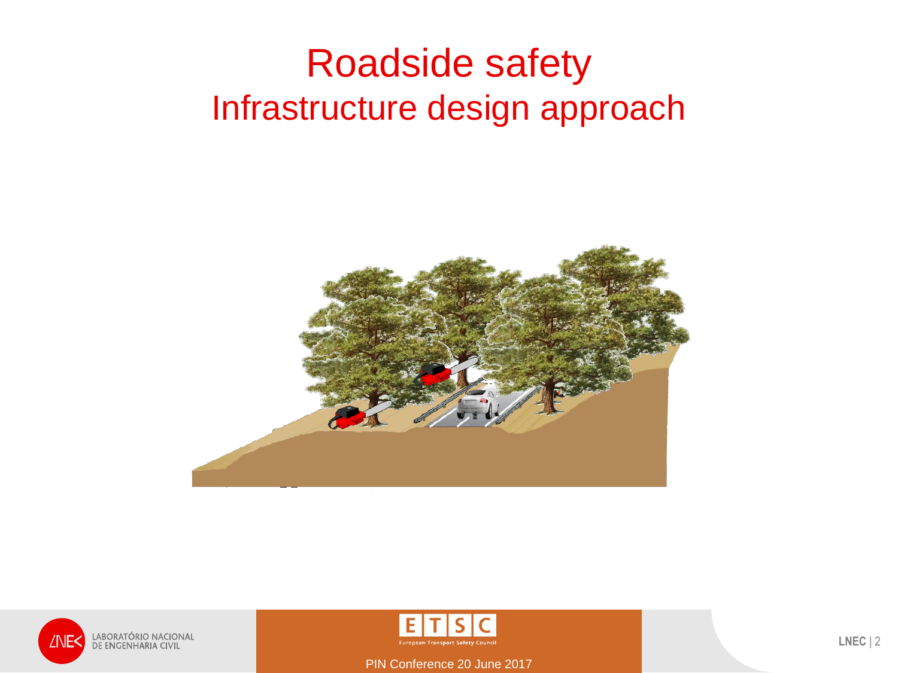# Roadside safety

## Infrastructure design approach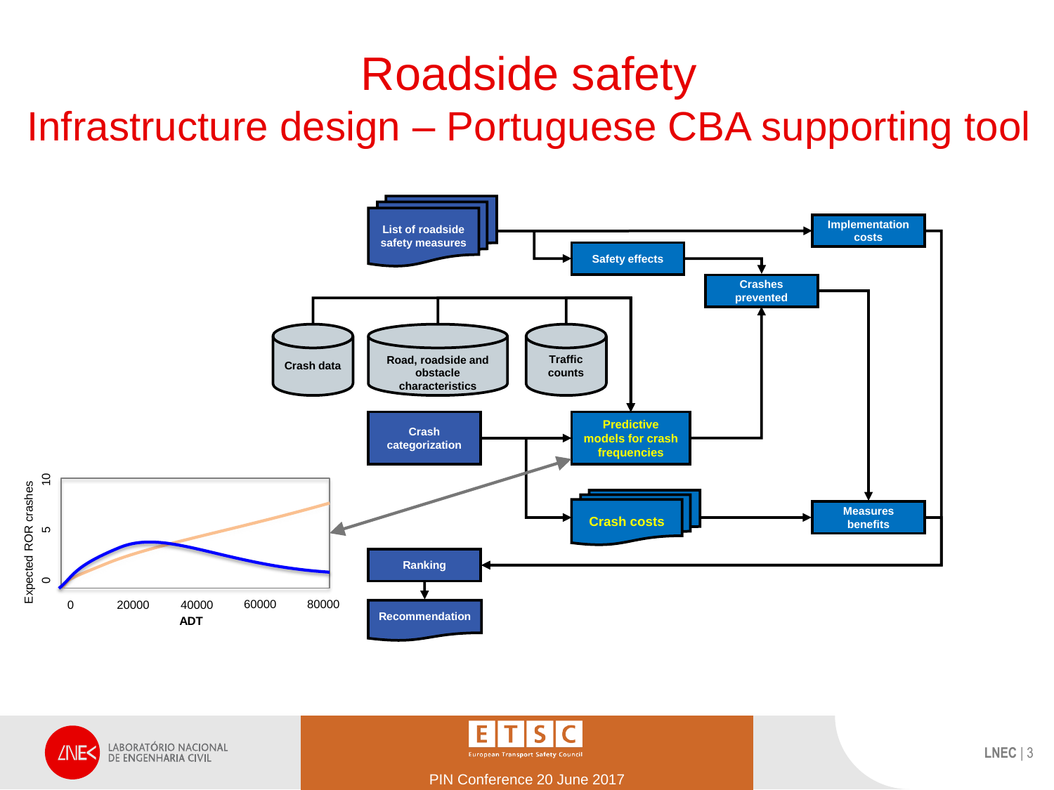# Roadside safety

## Infrastructure design – Portuguese CBA supporting tool

List of roadside safety measures

Implementation costs

Safety effects

Crashes prevented

Crash data

Road, roadside and obstacle characteristics

Traffic counts

Crash categorization

Predictive models for crash frequencies

Crash costs

Measures benefits

Ranking

Recommendation

Expected ROR crashes: 0, 5, 10

ADT: 0, 20000, 40000, 60000, 80000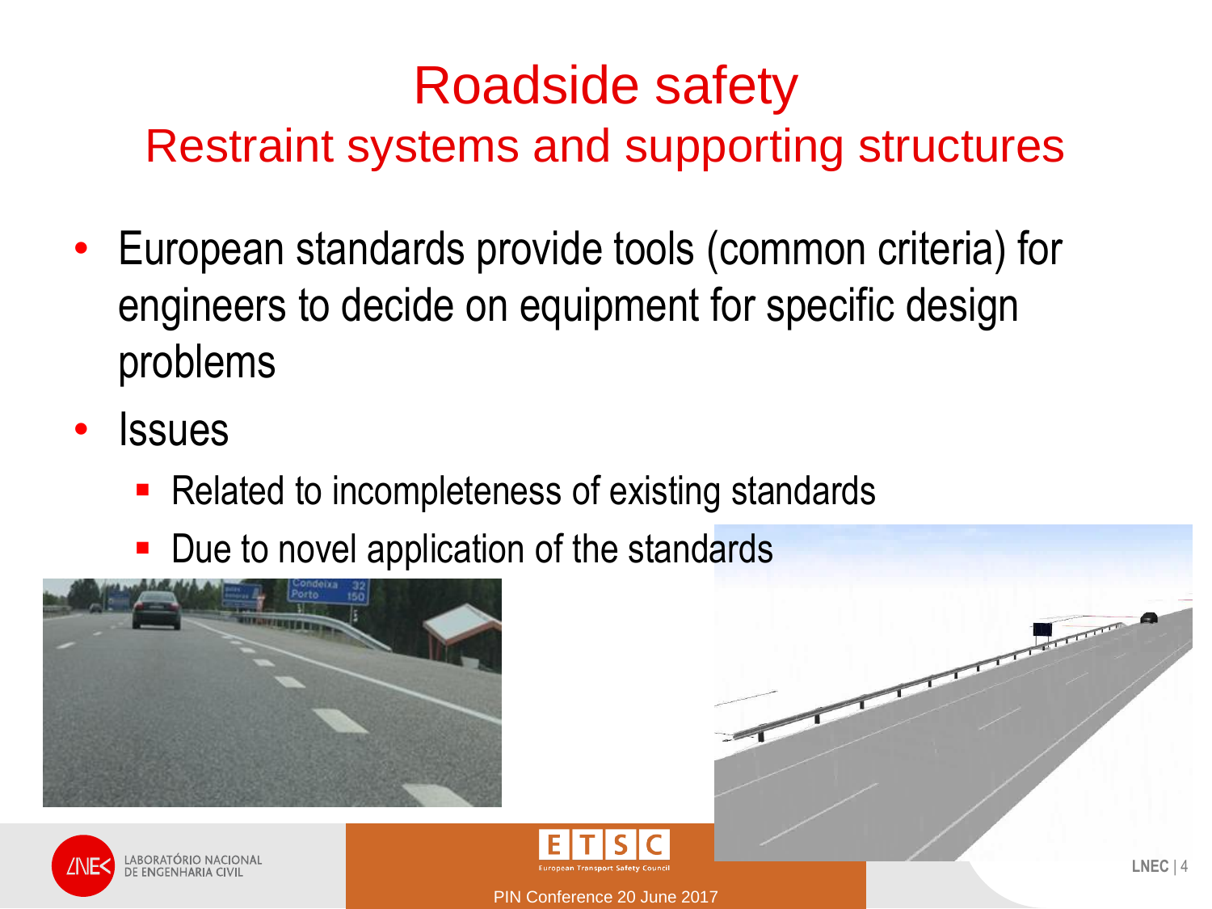# Roadside safety

## Restraint systems and supporting structures

- European standards provide tools (common criteria) for engineers to decide on equipment for specific design problems
- Issues
  - Related to incompleteness of existing standards
  - Due to novel application of the standards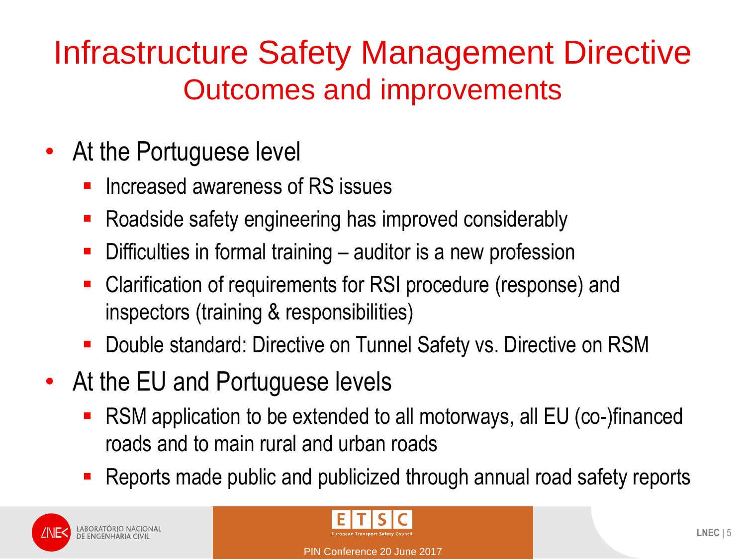# Infrastructure Safety Management Directive

## Outcomes and improvements

- At the Portuguese level
  - Increased awareness of RS issues
  - Roadside safety engineering has improved considerably
  - Difficulties in formal training – auditor is a new profession
  - Clarification of requirements for RSI procedure (response) and inspectors (training & responsibilities)
  - Double standard: Directive on Tunnel Safety vs. Directive on RSM
- At the EU and Portuguese levels
  - RSM application to be extended to all motorways, all EU (co-)financed roads and to main rural and urban roads
  - Reports made public and publicized through annual road safety reports